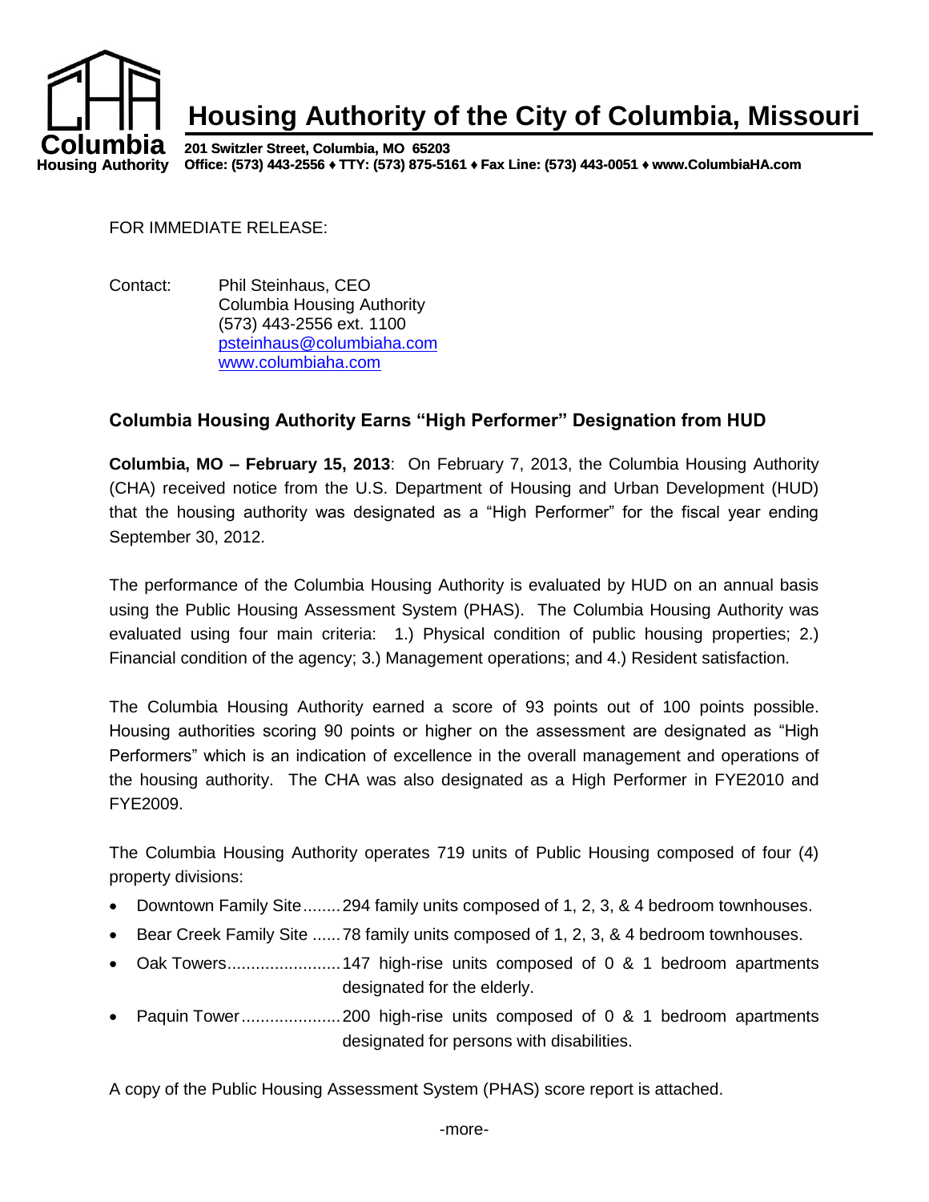# Housing Authority of the City of Columbia, Missouri

**201 Switzler Street, Columbia, MO 65203**
**Office: (573) 443-2556 ♦ TTY: (573) 875-5161 ♦ Fax Line: (573) 443-0051 ♦ www.ColumbiaHA.com**

FOR IMMEDIATE RELEASE:

Contact: Phil Steinhaus, CEO
Columbia Housing Authority
(573) 443-2556 ext. 1100
psteinhaus@columbiaha.com
www.columbiaha.com

## Columbia Housing Authority Earns "High Performer" Designation from HUD

**Columbia, MO – February 15, 2013**: On February 7, 2013, the Columbia Housing Authority (CHA) received notice from the U.S. Department of Housing and Urban Development (HUD) that the housing authority was designated as a "High Performer" for the fiscal year ending September 30, 2012.

The performance of the Columbia Housing Authority is evaluated by HUD on an annual basis using the Public Housing Assessment System (PHAS). The Columbia Housing Authority was evaluated using four main criteria: 1.) Physical condition of public housing properties; 2.) Financial condition of the agency; 3.) Management operations; and 4.) Resident satisfaction.

The Columbia Housing Authority earned a score of 93 points out of 100 points possible. Housing authorities scoring 90 points or higher on the assessment are designated as "High Performers" which is an indication of excellence in the overall management and operations of the housing authority. The CHA was also designated as a High Performer in FYE2010 and FYE2009.

The Columbia Housing Authority operates 719 units of Public Housing composed of four (4) property divisions:

- Downtown Family Site........294 family units composed of 1, 2, 3, & 4 bedroom townhouses.
- Bear Creek Family Site ......78 family units composed of 1, 2, 3, & 4 bedroom townhouses.
- Oak Towers........................147 high-rise units composed of 0 & 1 bedroom apartments designated for the elderly.
- Paquin Tower.....................200 high-rise units composed of 0 & 1 bedroom apartments designated for persons with disabilities.

A copy of the Public Housing Assessment System (PHAS) score report is attached.

-more-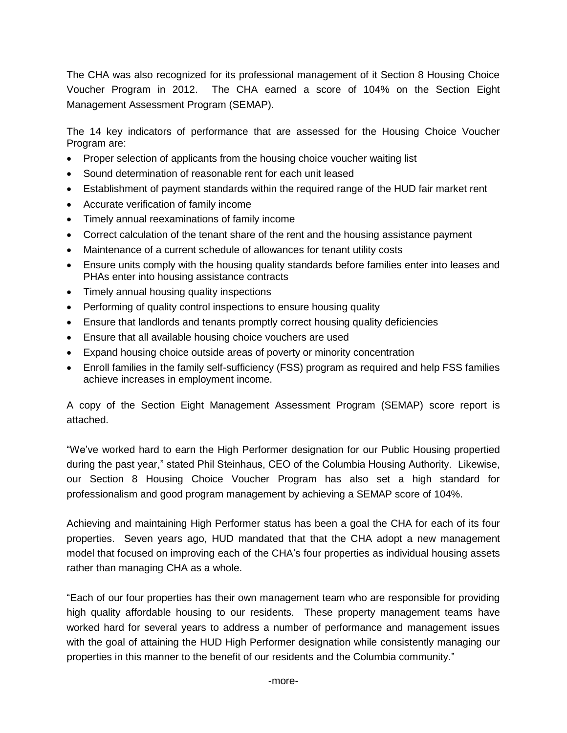The CHA was also recognized for its professional management of it Section 8 Housing Choice Voucher Program in 2012. The CHA earned a score of 104% on the Section Eight Management Assessment Program (SEMAP).

The 14 key indicators of performance that are assessed for the Housing Choice Voucher Program are:

- Proper selection of applicants from the housing choice voucher waiting list
- Sound determination of reasonable rent for each unit leased
- Establishment of payment standards within the required range of the HUD fair market rent
- Accurate verification of family income
- Timely annual reexaminations of family income
- Correct calculation of the tenant share of the rent and the housing assistance payment
- Maintenance of a current schedule of allowances for tenant utility costs
- Ensure units comply with the housing quality standards before families enter into leases and PHAs enter into housing assistance contracts
- Timely annual housing quality inspections
- Performing of quality control inspections to ensure housing quality
- Ensure that landlords and tenants promptly correct housing quality deficiencies
- Ensure that all available housing choice vouchers are used
- Expand housing choice outside areas of poverty or minority concentration
- Enroll families in the family self-sufficiency (FSS) program as required and help FSS families achieve increases in employment income.

A copy of the Section Eight Management Assessment Program (SEMAP) score report is attached.

"We've worked hard to earn the High Performer designation for our Public Housing propertied during the past year," stated Phil Steinhaus, CEO of the Columbia Housing Authority. Likewise, our Section 8 Housing Choice Voucher Program has also set a high standard for professionalism and good program management by achieving a SEMAP score of 104%.

Achieving and maintaining High Performer status has been a goal the CHA for each of its four properties. Seven years ago, HUD mandated that that the CHA adopt a new management model that focused on improving each of the CHA's four properties as individual housing assets rather than managing CHA as a whole.

"Each of our four properties has their own management team who are responsible for providing high quality affordable housing to our residents. These property management teams have worked hard for several years to address a number of performance and management issues with the goal of attaining the HUD High Performer designation while consistently managing our properties in this manner to the benefit of our residents and the Columbia community."

-more-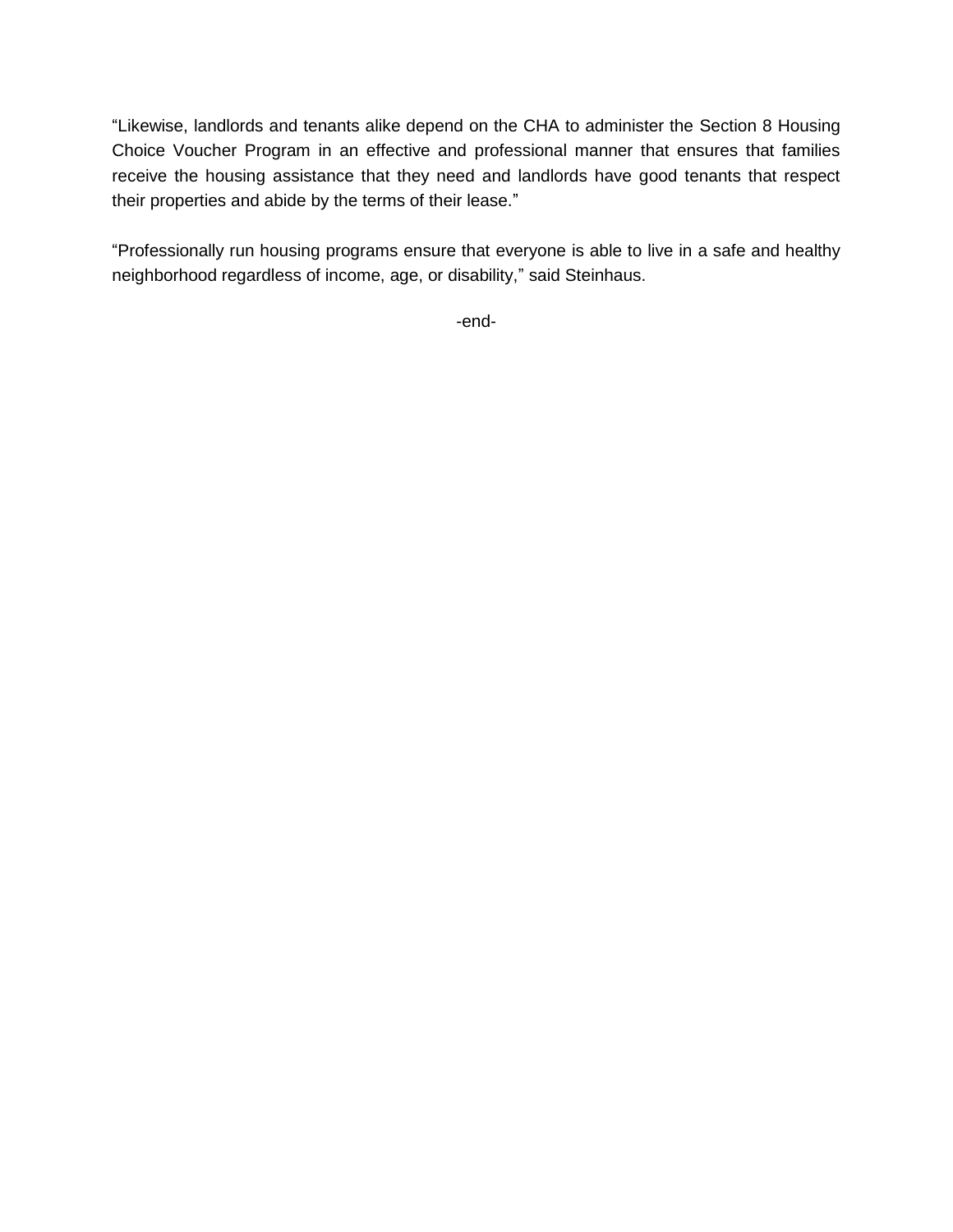"Likewise, landlords and tenants alike depend on the CHA to administer the Section 8 Housing Choice Voucher Program in an effective and professional manner that ensures that families receive the housing assistance that they need and landlords have good tenants that respect their properties and abide by the terms of their lease."

"Professionally run housing programs ensure that everyone is able to live in a safe and healthy neighborhood regardless of income, age, or disability," said Steinhaus.

-end-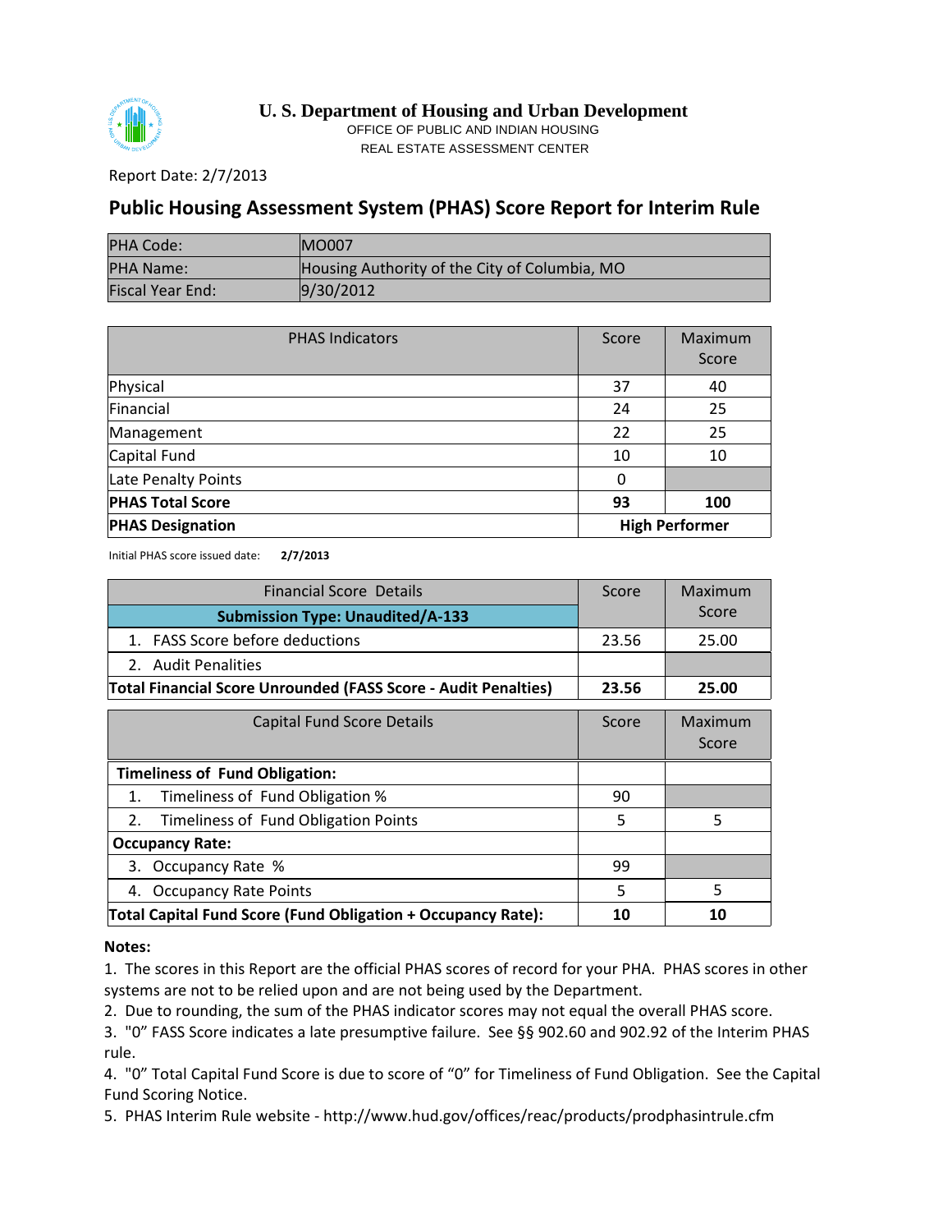**U. S. Department of Housing and Urban Development**

OFFICE OF PUBLIC AND INDIAN HOUSING

REAL ESTATE ASSESSMENT CENTER

Report Date: 2/7/2013

## Public Housing Assessment System (PHAS) Score Report for Interim Rule

| | |
|---|---|
| PHA Code: | MO007 |
| PHA Name: | Housing Authority of the City of Columbia, MO |
| Fiscal Year End: | 9/30/2012 |

| PHAS Indicators | Score | Maximum Score |
|---|---|---|
| Physical | 37 | 40 |
| Financial | 24 | 25 |
| Management | 22 | 25 |
| Capital Fund | 10 | 10 |
| Late Penalty Points | 0 | |
| **PHAS Total Score** | **93** | **100** |
| **PHAS Designation** | **High Performer** | |

Initial PHAS score issued date: **2/7/2013**

| Financial Score Details<br>**Submission Type: Unaudited/A-133** | Score | Maximum Score |
|---|---|---|
| 1. FASS Score before deductions | 23.56 | 25.00 |
| 2. Audit Penalities | | |
| **Total Financial Score Unrounded (FASS Score - Audit Penalties)** | **23.56** | **25.00** |

| Capital Fund Score Details | Score | Maximum Score |
|---|---|---|
| **Timeliness of Fund Obligation:** | | |
| 1. Timeliness of Fund Obligation % | 90 | |
| 2. Timeliness of Fund Obligation Points | 5 | 5 |
| **Occupancy Rate:** | | |
| 3. Occupancy Rate % | 99 | |
| 4. Occupancy Rate Points | 5 | 5 |
| **Total Capital Fund Score (Fund Obligation + Occupancy Rate):** | **10** | **10** |

**Notes:**

1. The scores in this Report are the official PHAS scores of record for your PHA. PHAS scores in other systems are not to be relied upon and are not being used by the Department.
2. Due to rounding, the sum of the PHAS indicator scores may not equal the overall PHAS score.
3. "0" FASS Score indicates a late presumptive failure. See §§ 902.60 and 902.92 of the Interim PHAS rule.
4. "0" Total Capital Fund Score is due to score of "0" for Timeliness of Fund Obligation. See the Capital Fund Scoring Notice.
5. PHAS Interim Rule website - http://www.hud.gov/offices/reac/products/prodphasintrule.cfm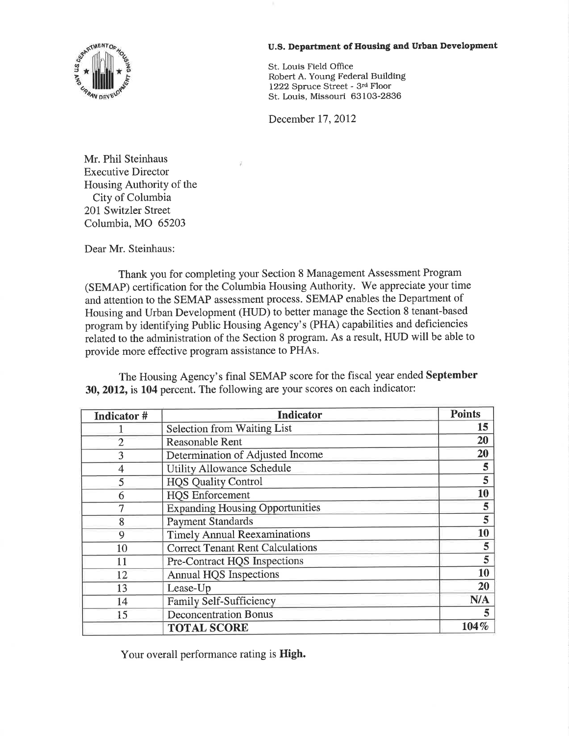**U.S. Department of Housing and Urban Development**

St. Louis Field Office
Robert A. Young Federal Building
1222 Spruce Street - 3rd Floor
St. Louis, Missouri 63103-2836

December 17, 2012

Mr. Phil Steinhaus
Executive Director
Housing Authority of the
City of Columbia
201 Switzler Street
Columbia, MO 65203

Dear Mr. Steinhaus:

Thank you for completing your Section 8 Management Assessment Program (SEMAP) certification for the Columbia Housing Authority. We appreciate your time and attention to the SEMAP assessment process. SEMAP enables the Department of Housing and Urban Development (HUD) to better manage the Section 8 tenant-based program by identifying Public Housing Agency's (PHA) capabilities and deficiencies related to the administration of the Section 8 program. As a result, HUD will be able to provide more effective program assistance to PHAs.

The Housing Agency's final SEMAP score for the fiscal year ended **September 30, 2012,** is **104** percent. The following are your scores on each indicator:

| Indicator # | Indicator | Points |
|---|---|---|
| 1 | Selection from Waiting List | **15** |
| 2 | Reasonable Rent | **20** |
| 3 | Determination of Adjusted Income | **20** |
| 4 | Utility Allowance Schedule | **5** |
| 5 | HQS Quality Control | **5** |
| 6 | HQS Enforcement | **10** |
| 7 | Expanding Housing Opportunities | **5** |
| 8 | Payment Standards | **5** |
| 9 | Timely Annual Reexaminations | **10** |
| 10 | Correct Tenant Rent Calculations | **5** |
| 11 | Pre-Contract HQS Inspections | **5** |
| 12 | Annual HQS Inspections | **10** |
| 13 | Lease-Up | **20** |
| 14 | Family Self-Sufficiency | **N/A** |
| 15 | Deconcentration Bonus | **5** |
| | **TOTAL SCORE** | **104%** |

Your overall performance rating is **High.**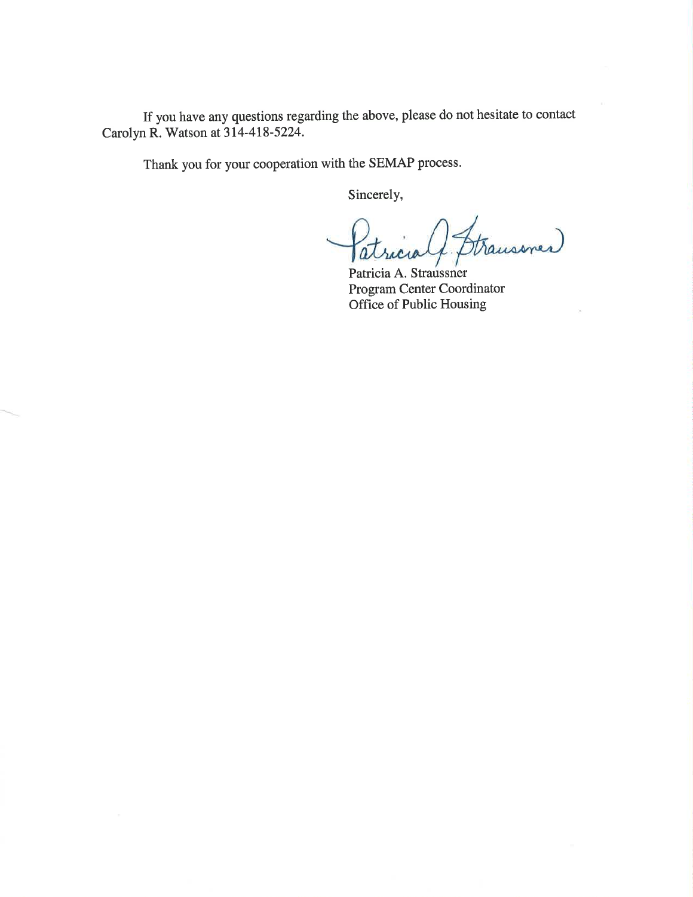If you have any questions regarding the above, please do not hesitate to contact Carolyn R. Watson at 314-418-5224.

Thank you for your cooperation with the SEMAP process.

Sincerely,

Patricia A. Straussner
Program Center Coordinator
Office of Public Housing